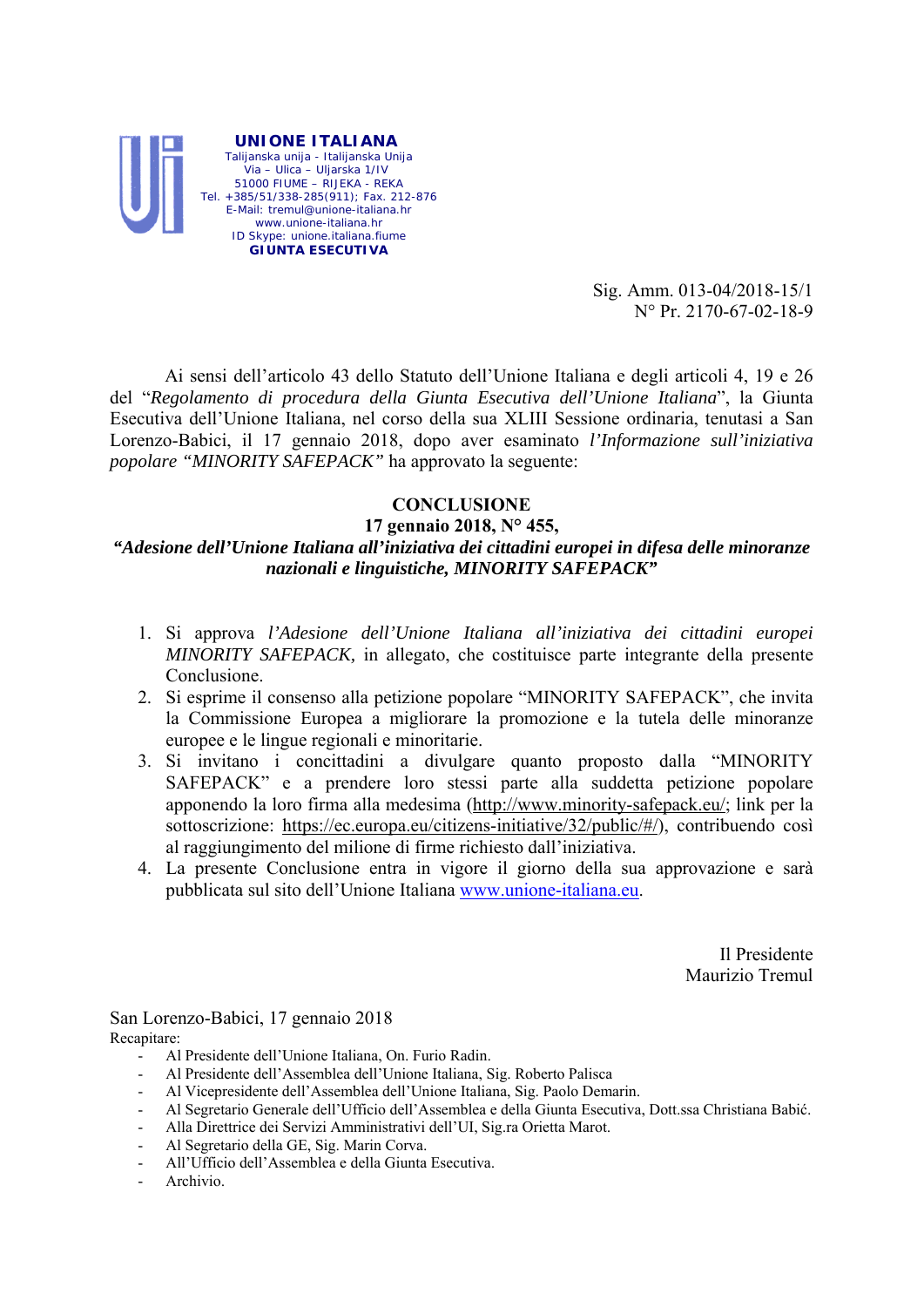**UNIONE ITALIANA**
Talijanska unija - Italijanska Unija
Via – Ulica – Uljarska 1/IV
51000 FIUME – RIJEKA - REKA
Tel. +385/51/338-285(911); Fax. 212-876
E-Mail: tremul@unione-italiana.hr
www.unione-italiana.hr
ID Skype: unione.italiana.fiume
**GIUNTA ESECUTIVA**

Sig. Amm. 013-04/2018-15/1
N° Pr. 2170-67-02-18-9

Ai sensi dell'articolo 43 dello Statuto dell'Unione Italiana e degli articoli 4, 19 e 26 del "*Regolamento di procedura della Giunta Esecutiva dell'Unione Italiana*", la Giunta Esecutiva dell'Unione Italiana, nel corso della sua XLIII Sessione ordinaria, tenutasi a San Lorenzo-Babici, il 17 gennaio 2018, dopo aver esaminato *l'Informazione sull'iniziativa popolare "MINORITY SAFEPACK"* ha approvato la seguente:

**CONCLUSIONE**
**17 gennaio 2018, N° 455,**
***"Adesione dell'Unione Italiana all'iniziativa dei cittadini europei in difesa delle minoranze nazionali e linguistiche, MINORITY SAFEPACK"***

1. Si approva *l'Adesione dell'Unione Italiana all'iniziativa dei cittadini europei MINORITY SAFEPACK*, in allegato, che costituisce parte integrante della presente Conclusione.
2. Si esprime il consenso alla petizione popolare "MINORITY SAFEPACK", che invita la Commissione Europea a migliorare la promozione e la tutela delle minoranze europee e le lingue regionali e minoritarie.
3. Si invitano i concittadini a divulgare quanto proposto dalla "MINORITY SAFEPACK" e a prendere loro stessi parte alla suddetta petizione popolare apponendo la loro firma alla medesima (http://www.minority-safepack.eu/; link per la sottoscrizione: https://ec.europa.eu/citizens-initiative/32/public/#/), contribuendo così al raggiungimento del milione di firme richiesto dall'iniziativa.
4. La presente Conclusione entra in vigore il giorno della sua approvazione e sarà pubblicata sul sito dell'Unione Italiana www.unione-italiana.eu.

Il Presidente
Maurizio Tremul

San Lorenzo-Babici, 17 gennaio 2018

Recapitare:

- Al Presidente dell'Unione Italiana, On. Furio Radin.
- Al Presidente dell'Assemblea dell'Unione Italiana, Sig. Roberto Palisca
- Al Vicepresidente dell'Assemblea dell'Unione Italiana, Sig. Paolo Demarin.
- Al Segretario Generale dell'Ufficio dell'Assemblea e della Giunta Esecutiva, Dott.ssa Christiana Babić.
- Alla Direttrice dei Servizi Amministrativi dell'UI, Sig.ra Orietta Marot.
- Al Segretario della GE, Sig. Marin Corva.
- All'Ufficio dell'Assemblea e della Giunta Esecutiva.
- Archivio.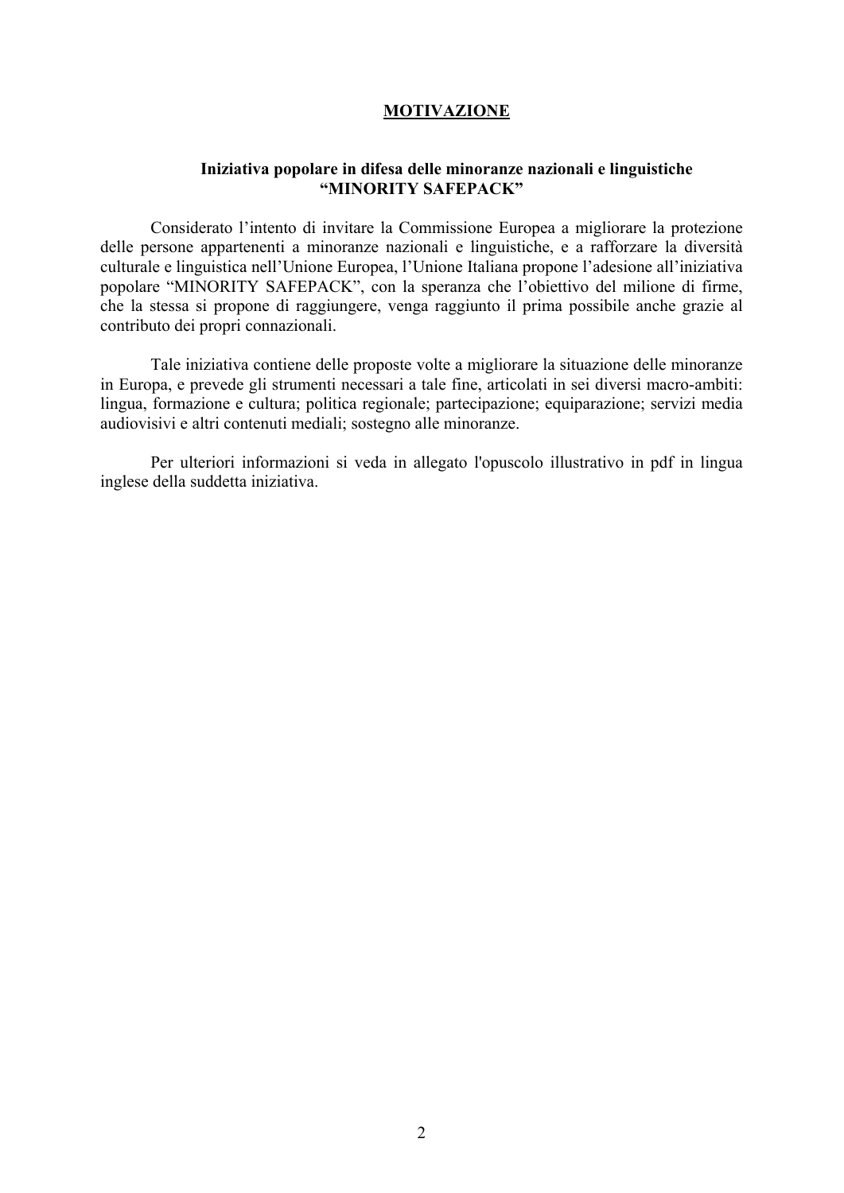# MOTIVAZIONE

**Iniziativa popolare in difesa delle minoranze nazionali e linguistiche "MINORITY SAFEPACK"**

Considerato l'intento di invitare la Commissione Europea a migliorare la protezione delle persone appartenenti a minoranze nazionali e linguistiche, e a rafforzare la diversità culturale e linguistica nell'Unione Europea, l'Unione Italiana propone l'adesione all'iniziativa popolare "MINORITY SAFEPACK", con la speranza che l'obiettivo del milione di firme, che la stessa si propone di raggiungere, venga raggiunto il prima possibile anche grazie al contributo dei propri connazionali.

Tale iniziativa contiene delle proposte volte a migliorare la situazione delle minoranze in Europa, e prevede gli strumenti necessari a tale fine, articolati in sei diversi macro-ambiti: lingua, formazione e cultura; politica regionale; partecipazione; equiparazione; servizi media audiovisivi e altri contenuti mediali; sostegno alle minoranze.

Per ulteriori informazioni si veda in allegato l'opuscolo illustrativo in pdf in lingua inglese della suddetta iniziativa.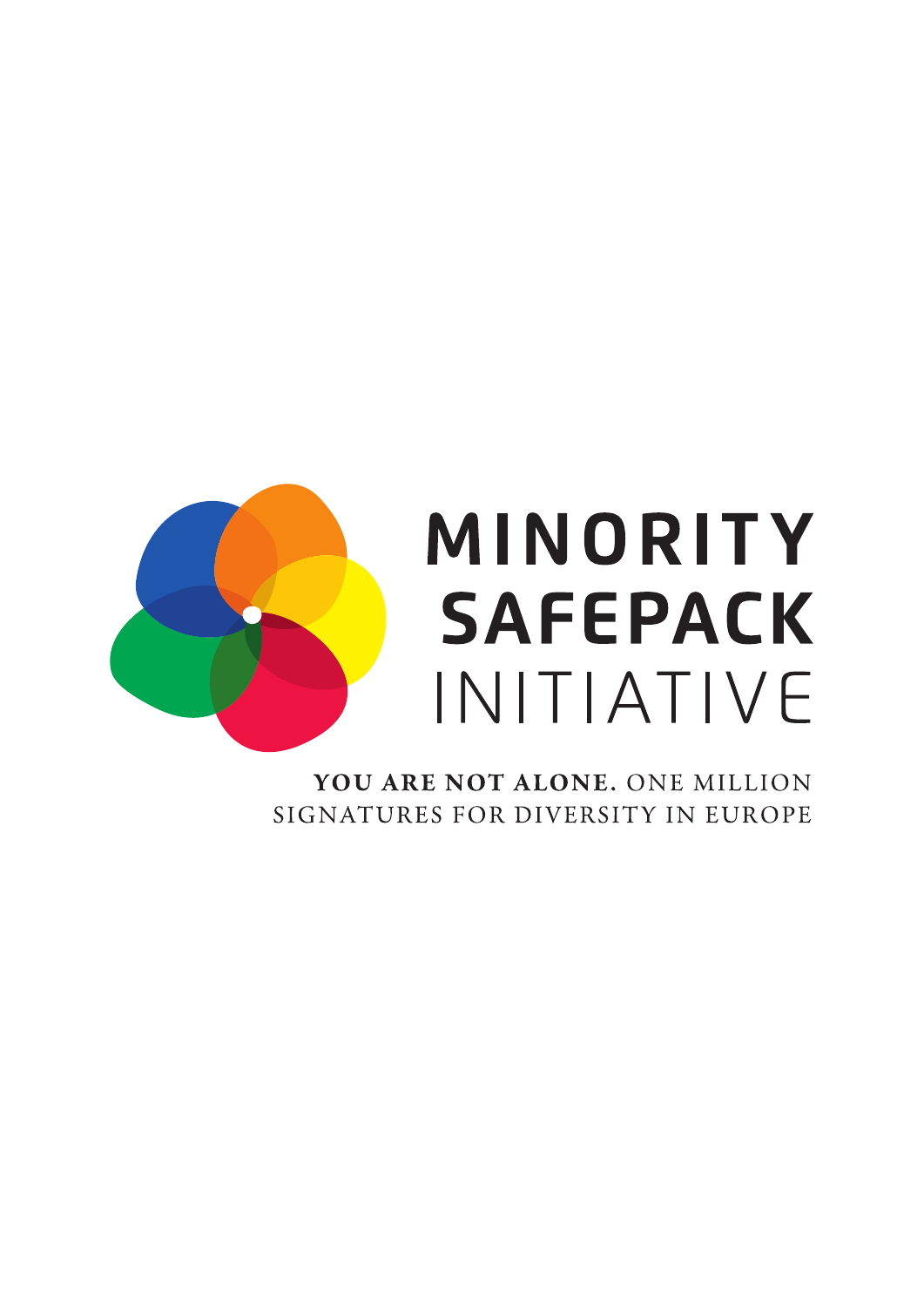# MINORITY SAFEPACK INITIATIVE

**YOU ARE NOT ALONE.** ONE MILLION SIGNATURES FOR DIVERSITY IN EUROPE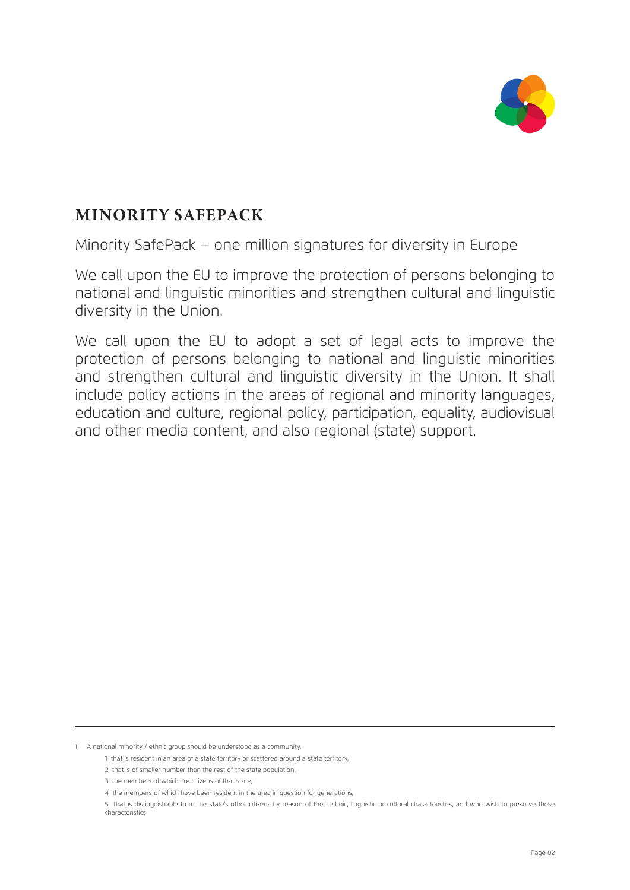## MINORITY SAFEPACK

Minority SafePack – one million signatures for diversity in Europe

We call upon the EU to improve the protection of persons belonging to national and linguistic minorities and strengthen cultural and linguistic diversity in the Union.

We call upon the EU to adopt a set of legal acts to improve the protection of persons belonging to national and linguistic minorities and strengthen cultural and linguistic diversity in the Union. It shall include policy actions in the areas of regional and minority languages, education and culture, regional policy, participation, equality, audiovisual and other media content, and also regional (state) support.

---

1 A national minority / ethnic group should be understood as a community,

1 that is resident in an area of a state territory or scattered around a state territory,

2 that is of smaller number than the rest of the state population,

3 the members of which are citizens of that state,

4 the members of which have been resident in the area in question for generations,

5 that is distinguishable from the state's other citizens by reason of their ethnic, linguistic or cultural characteristics, and who wish to preserve these characteristics.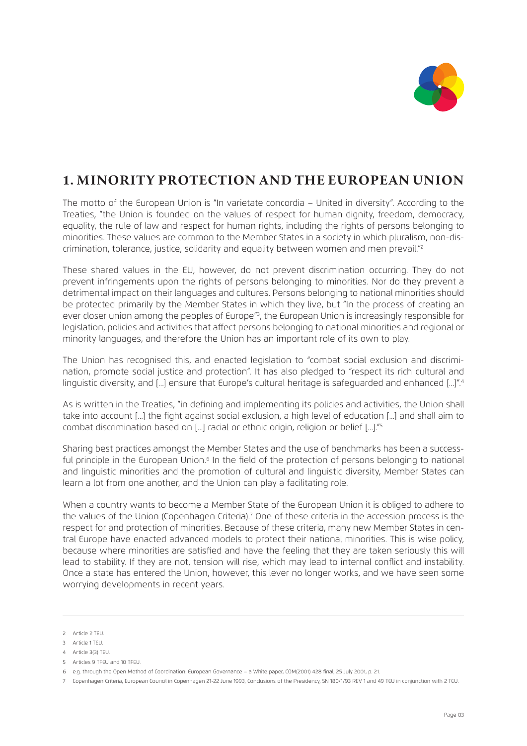# 1. MINORITY PROTECTION AND THE EUROPEAN UNION

The motto of the European Union is "In varietate concordia – United in diversity". According to the Treaties, "the Union is founded on the values of respect for human dignity, freedom, democracy, equality, the rule of law and respect for human rights, including the rights of persons belonging to minorities. These values are common to the Member States in a society in which pluralism, non-discrimination, tolerance, justice, solidarity and equality between women and men prevail."[2]

These shared values in the EU, however, do not prevent discrimination occurring. They do not prevent infringements upon the rights of persons belonging to minorities. Nor do they prevent a detrimental impact on their languages and cultures. Persons belonging to national minorities should be protected primarily by the Member States in which they live, but "In the process of creating an ever closer union among the peoples of Europe"[3], the European Union is increasingly responsible for legislation, policies and activities that affect persons belonging to national minorities and regional or minority languages, and therefore the Union has an important role of its own to play.

The Union has recognised this, and enacted legislation to "combat social exclusion and discrimination, promote social justice and protection". It has also pledged to "respect its rich cultural and linguistic diversity, and [...] ensure that Europe's cultural heritage is safeguarded and enhanced [...]".[4]

As is written in the Treaties, "in defining and implementing its policies and activities, the Union shall take into account [...] the fight against social exclusion, a high level of education [...] and shall aim to combat discrimination based on [...] racial or ethnic origin, religion or belief [...]."[5]

Sharing best practices amongst the Member States and the use of benchmarks has been a successful principle in the European Union.[6] In the field of the protection of persons belonging to national and linguistic minorities and the promotion of cultural and linguistic diversity, Member States can learn a lot from one another, and the Union can play a facilitating role.

When a country wants to become a Member State of the European Union it is obliged to adhere to the values of the Union (Copenhagen Criteria).[7] One of these criteria in the accession process is the respect for and protection of minorities. Because of these criteria, many new Member States in central Europe have enacted advanced models to protect their national minorities. This is wise policy, because where minorities are satisfied and have the feeling that they are taken seriously this will lead to stability. If they are not, tension will rise, which may lead to internal conflict and instability. Once a state has entered the Union, however, this lever no longer works, and we have seen some worrying developments in recent years.

---

2 Article 2 TEU.

3 Article 1 TEU.

4 Article 3(3) TEU.

5 Articles 9 TFEU and 10 TFEU.

6 e.g. through the Open Method of Coordination: European Governance – a White paper, COM(2001) 428 final, 25 July 2001, p. 21.

7 Copenhagen Criteria, European Council in Copenhagen 21-22 June 1993, Conclusions of the Presidency, SN 180/1/93 REV 1 and 49 TEU in conjunction with 2 TEU.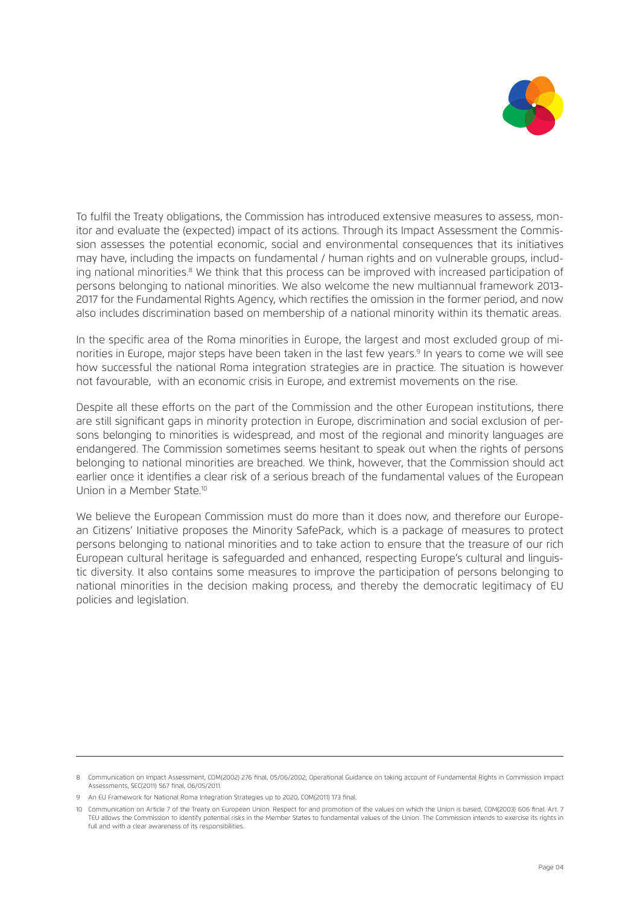To fulfil the Treaty obligations, the Commission has introduced extensive measures to assess, monitor and evaluate the (expected) impact of its actions. Through its Impact Assessment the Commission assesses the potential economic, social and environmental consequences that its initiatives may have, including the impacts on fundamental / human rights and on vulnerable groups, including national minorities.[8] We think that this process can be improved with increased participation of persons belonging to national minorities. We also welcome the new multiannual framework 2013-2017 for the Fundamental Rights Agency, which rectifies the omission in the former period, and now also includes discrimination based on membership of a national minority within its thematic areas.

In the specific area of the Roma minorities in Europe, the largest and most excluded group of minorities in Europe, major steps have been taken in the last few years.[9] In years to come we will see how successful the national Roma integration strategies are in practice. The situation is however not favourable, with an economic crisis in Europe, and extremist movements on the rise.

Despite all these efforts on the part of the Commission and the other European institutions, there are still significant gaps in minority protection in Europe, discrimination and social exclusion of persons belonging to minorities is widespread, and most of the regional and minority languages are endangered. The Commission sometimes seems hesitant to speak out when the rights of persons belonging to national minorities are breached. We think, however, that the Commission should act earlier once it identifies a clear risk of a serious breach of the fundamental values of the European Union in a Member State.[10]

We believe the European Commission must do more than it does now, and therefore our European Citizens' Initiative proposes the Minority SafePack, which is a package of measures to protect persons belonging to national minorities and to take action to ensure that the treasure of our rich European cultural heritage is safeguarded and enhanced, respecting Europe's cultural and linguistic diversity. It also contains some measures to improve the participation of persons belonging to national minorities in the decision making process, and thereby the democratic legitimacy of EU policies and legislation.

---

8 Communication on Impact Assessment, COM(2002) 276 final, 05/06/2002; Operational Guidance on taking account of Fundamental Rights in Commission Impact Assessments, SEC(2011) 567 final, 06/05/2011.

9 An EU Framework for National Roma Integration Strategies up to 2020, COM(2011) 173 final.

10 Communication on Article 7 of the Treaty on European Union. Respect for and promotion of the values on which the Union is based, COM(2003) 606 final. Art. 7 TEU allows the Commission to identify potential risks in the Member States to fundamental values of the Union. The Commission intends to exercise its rights in full and with a clear awareness of its responsibilities.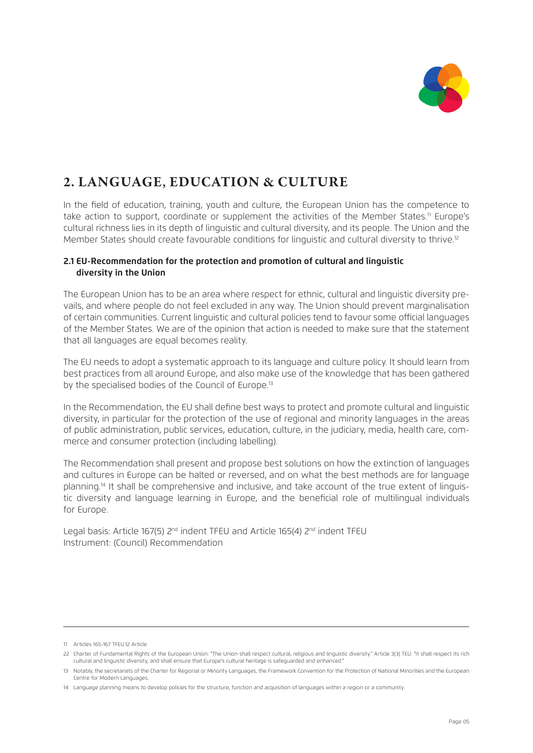## 2. LANGUAGE, EDUCATION & CULTURE

In the field of education, training, youth and culture, the European Union has the competence to take action to support, coordinate or supplement the activities of the Member States.[11] Europe's cultural richness lies in its depth of linguistic and cultural diversity, and its people. The Union and the Member States should create favourable conditions for linguistic and cultural diversity to thrive.[12]

### 2.1 EU-Recommendation for the protection and promotion of cultural and linguistic diversity in the Union

The European Union has to be an area where respect for ethnic, cultural and linguistic diversity prevails, and where people do not feel excluded in any way. The Union should prevent marginalisation of certain communities. Current linguistic and cultural policies tend to favour some official languages of the Member States. We are of the opinion that action is needed to make sure that the statement that all languages are equal becomes reality.

The EU needs to adopt a systematic approach to its language and culture policy. It should learn from best practices from all around Europe, and also make use of the knowledge that has been gathered by the specialised bodies of the Council of Europe.[13]

In the Recommendation, the EU shall define best ways to protect and promote cultural and linguistic diversity, in particular for the protection of the use of regional and minority languages in the areas of public administration, public services, education, culture, in the judiciary, media, health care, commerce and consumer protection (including labelling).

The Recommendation shall present and propose best solutions on how the extinction of languages and cultures in Europe can be halted or reversed, and on what the best methods are for language planning.[14] It shall be comprehensive and inclusive, and take account of the true extent of linguistic diversity and language learning in Europe, and the beneficial role of multilingual individuals for Europe.

Legal basis: Article 167(5) 2nd indent TFEU and Article 165(4) 2nd indent TFEU
Instrument: (Council) Recommendation

---

11 Articles 165-167 TFEU.12 Article

22 Charter of Fundamental Rights of the European Union: "The Union shall respect cultural, religious and linguistic diversity." Article 3(3) TEU: "It shall respect its rich cultural and linguistic diversity, and shall ensure that Europe's cultural heritage is safeguarded and enhanced."

13 Notably, the secretariats of the Charter for Regional or Minority Languages, the Framework Convention for the Protection of National Minorities and the European Centre for Modern Languages.

14 Language planning means to develop policies for the structure, function and acquisition of languages within a region or a community.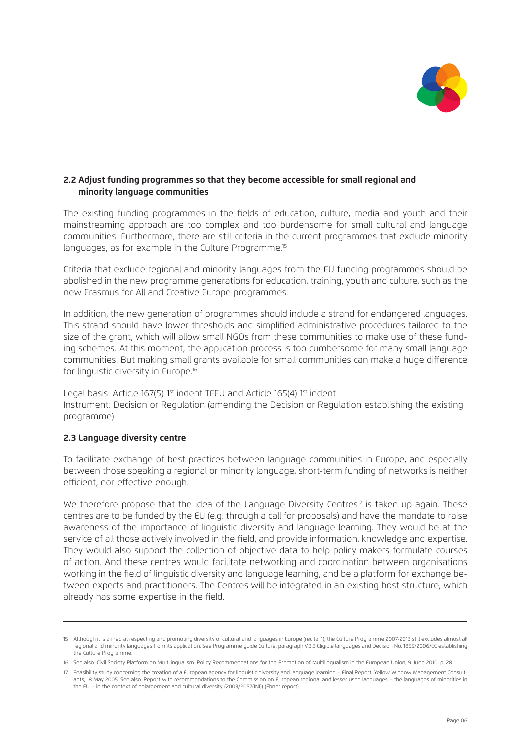## 2.2 Adjust funding programmes so that they become accessible for small regional and minority language communities

The existing funding programmes in the fields of education, culture, media and youth and their mainstreaming approach are too complex and too burdensome for small cultural and language communities. Furthermore, there are still criteria in the current programmes that exclude minority languages, as for example in the Culture Programme.[15]

Criteria that exclude regional and minority languages from the EU funding programmes should be abolished in the new programme generations for education, training, youth and culture, such as the new Erasmus for All and Creative Europe programmes.

In addition, the new generation of programmes should include a strand for endangered languages. This strand should have lower thresholds and simplified administrative procedures tailored to the size of the grant, which will allow small NGOs from these communities to make use of these funding schemes. At this moment, the application process is too cumbersome for many small language communities. But making small grants available for small communities can make a huge difference for linguistic diversity in Europe.[16]

Legal basis: Article 167(5) 1st indent TFEU and Article 165(4) 1st indent
Instrument: Decision or Regulation (amending the Decision or Regulation establishing the existing programme)

## 2.3 Language diversity centre

To facilitate exchange of best practices between language communities in Europe, and especially between those speaking a regional or minority language, short-term funding of networks is neither efficient, nor effective enough.

We therefore propose that the idea of the Language Diversity Centres[17] is taken up again. These centres are to be funded by the EU (e.g. through a call for proposals) and have the mandate to raise awareness of the importance of linguistic diversity and language learning. They would be at the service of all those actively involved in the field, and provide information, knowledge and expertise. They would also support the collection of objective data to help policy makers formulate courses of action. And these centres would facilitate networking and coordination between organisations working in the field of linguistic diversity and language learning, and be a platform for exchange between experts and practitioners. The Centres will be integrated in an existing host structure, which already has some expertise in the field.

---

15 Although it is aimed at respecting and promoting diversity of cultural and languages in Europe (recital 1), the Culture Programme 2007-2013 still excludes almost all regional and minority languages from its application. See Programme guide Culture, paragraph V.3.3 Eligible languages and Decision No. 1855/2006/EC establishing the Culture Programme.

16 See also: Civil Society Platform on Multilingualism: Policy Recommendations for the Promotion of Multilingualism in the European Union, 9 June 2010, p. 28.

17 Feasibility study concerning the creation of a European agency for linguistic diversity and language learning – Final Report, Yellow Window Management Consultants, 18 May 2005. See also: Report with recommendations to the Commission on European regional and lesser used languages – the languages of minorities in the EU – in the context of enlargement and cultural diversity (2003/2057(INI)) (Ebner report).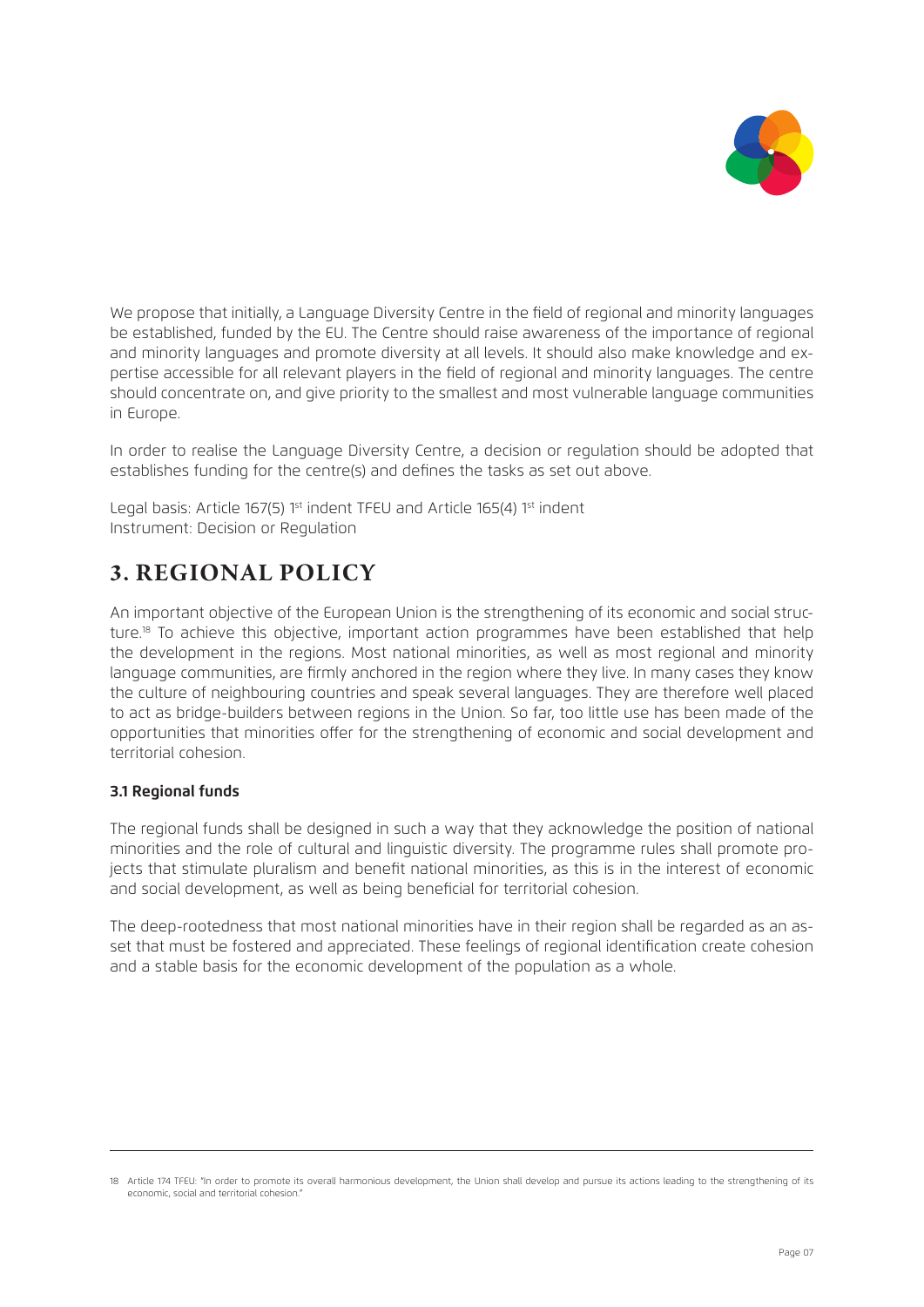We propose that initially, a Language Diversity Centre in the field of regional and minority languages be established, funded by the EU. The Centre should raise awareness of the importance of regional and minority languages and promote diversity at all levels. It should also make knowledge and expertise accessible for all relevant players in the field of regional and minority languages. The centre should concentrate on, and give priority to the smallest and most vulnerable language communities in Europe.

In order to realise the Language Diversity Centre, a decision or regulation should be adopted that establishes funding for the centre(s) and defines the tasks as set out above.

Legal basis: Article 167(5) 1st indent TFEU and Article 165(4) 1st indent
Instrument: Decision or Regulation

## 3. REGIONAL POLICY

An important objective of the European Union is the strengthening of its economic and social structure.[18] To achieve this objective, important action programmes have been established that help the development in the regions. Most national minorities, as well as most regional and minority language communities, are firmly anchored in the region where they live. In many cases they know the culture of neighbouring countries and speak several languages. They are therefore well placed to act as bridge-builders between regions in the Union. So far, too little use has been made of the opportunities that minorities offer for the strengthening of economic and social development and territorial cohesion.

### 3.1 Regional funds

The regional funds shall be designed in such a way that they acknowledge the position of national minorities and the role of cultural and linguistic diversity. The programme rules shall promote projects that stimulate pluralism and benefit national minorities, as this is in the interest of economic and social development, as well as being beneficial for territorial cohesion.

The deep-rootedness that most national minorities have in their region shall be regarded as an asset that must be fostered and appreciated. These feelings of regional identification create cohesion and a stable basis for the economic development of the population as a whole.

---

18 Article 174 TFEU: "In order to promote its overall harmonious development, the Union shall develop and pursue its actions leading to the strengthening of its economic, social and territorial cohesion."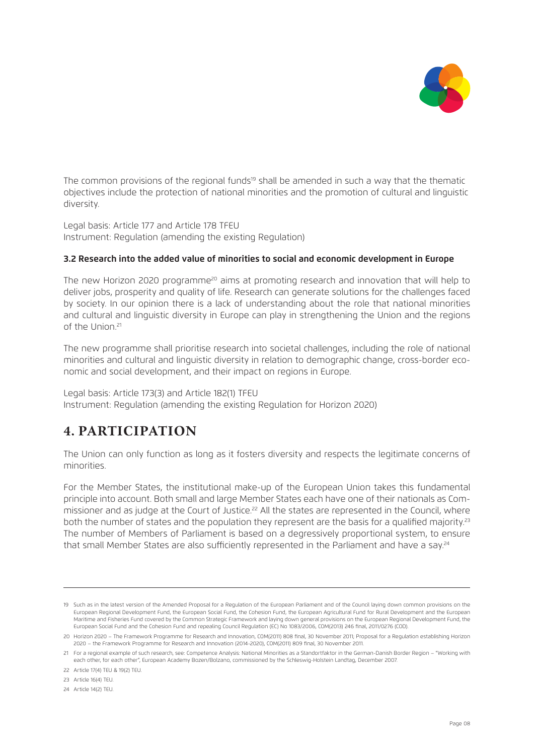The common provisions of the regional funds[19] shall be amended in such a way that the thematic objectives include the protection of national minorities and the promotion of cultural and linguistic diversity.

Legal basis: Article 177 and Article 178 TFEU
Instrument: Regulation (amending the existing Regulation)

### 3.2 Research into the added value of minorities to social and economic development in Europe

The new Horizon 2020 programme[20] aims at promoting research and innovation that will help to deliver jobs, prosperity and quality of life. Research can generate solutions for the challenges faced by society. In our opinion there is a lack of understanding about the role that national minorities and cultural and linguistic diversity in Europe can play in strengthening the Union and the regions of the Union.[21]

The new programme shall prioritise research into societal challenges, including the role of national minorities and cultural and linguistic diversity in relation to demographic change, cross-border economic and social development, and their impact on regions in Europe.

Legal basis: Article 173(3) and Article 182(1) TFEU
Instrument: Regulation (amending the existing Regulation for Horizon 2020)

## 4. PARTICIPATION

The Union can only function as long as it fosters diversity and respects the legitimate concerns of minorities.

For the Member States, the institutional make-up of the European Union takes this fundamental principle into account. Both small and large Member States each have one of their nationals as Commissioner and as judge at the Court of Justice.[22] All the states are represented in the Council, where both the number of states and the population they represent are the basis for a qualified majority.[23] The number of Members of Parliament is based on a degressively proportional system, to ensure that small Member States are also sufficiently represented in the Parliament and have a say.[24]

---

19 Such as in the latest version of the Amended Proposal for a Regulation of the European Parliament and of the Council laying down common provisions on the European Regional Development Fund, the European Social Fund, the Cohesion Fund, the European Agricultural Fund for Rural Development and the European Maritime and Fisheries Fund covered by the Common Strategic Framework and laying down general provisions on the European Regional Development Fund, the European Social Fund and the Cohesion Fund and repealing Council Regulation (EC) No 1083/2006, COM(2013) 246 final, 2011/0276 (COD).

20 Horizon 2020 – The Framework Programme for Research and Innovation, COM(2011) 808 final, 30 November 2011; Proposal for a Regulation establishing Horizon 2020 – the Framework Programme for Research and Innovation (2014-2020), COM(2011) 809 final, 30 November 2011.

21 For a regional example of such research, see: Competence Analysis: National Minorities as a Standortfaktor in the German-Danish Border Region – "Working with each other, for each other", European Academy Bozen/Bolzano, commissioned by the Schleswig-Holstein Landtag, December 2007.

22 Article 17(4) TEU & 19(2) TEU.

23 Article 16(4) TEU.

24 Article 14(2) TEU.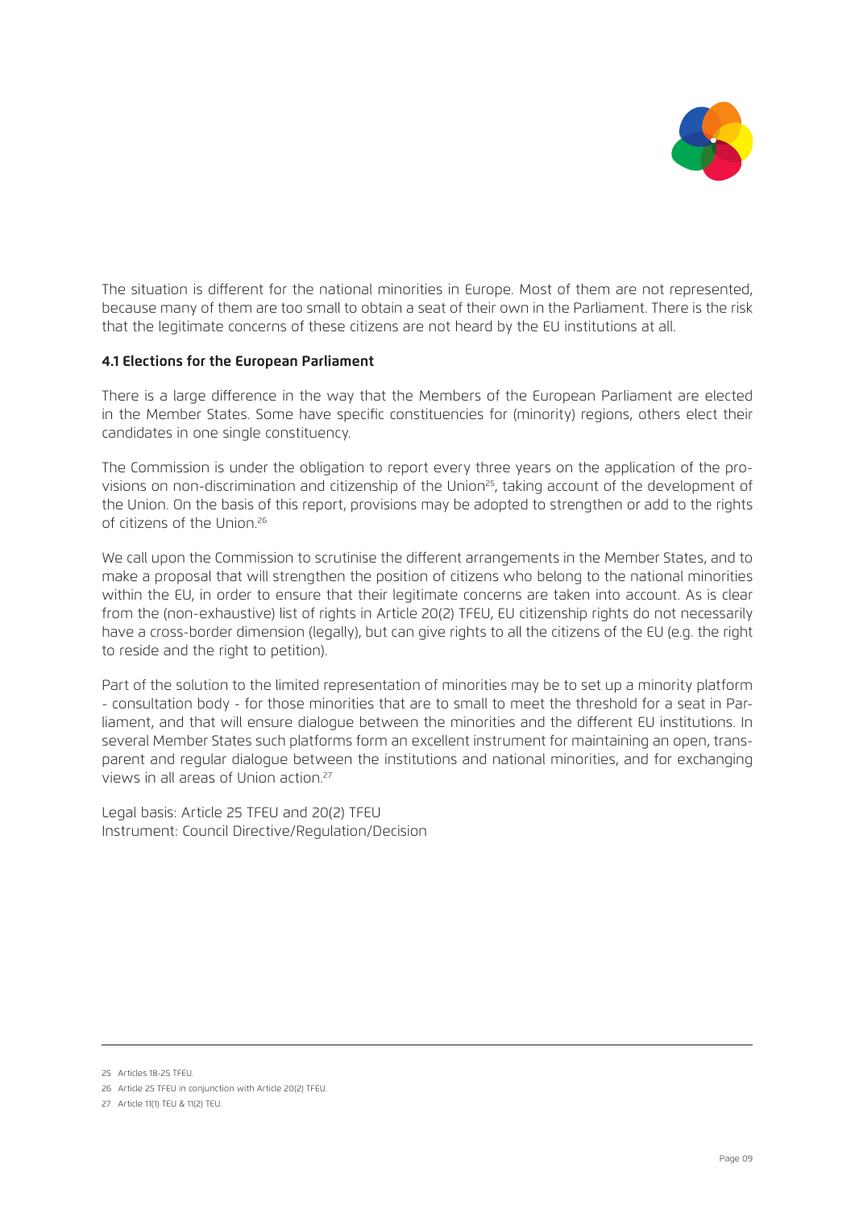The situation is different for the national minorities in Europe. Most of them are not represented, because many of them are too small to obtain a seat of their own in the Parliament. There is the risk that the legitimate concerns of these citizens are not heard by the EU institutions at all.

### 4.1 Elections for the European Parliament

There is a large difference in the way that the Members of the European Parliament are elected in the Member States. Some have specific constituencies for (minority) regions, others elect their candidates in one single constituency.

The Commission is under the obligation to report every three years on the application of the provisions on non-discrimination and citizenship of the Union[25], taking account of the development of the Union. On the basis of this report, provisions may be adopted to strengthen or add to the rights of citizens of the Union.[26]

We call upon the Commission to scrutinise the different arrangements in the Member States, and to make a proposal that will strengthen the position of citizens who belong to the national minorities within the EU, in order to ensure that their legitimate concerns are taken into account. As is clear from the (non-exhaustive) list of rights in Article 20(2) TFEU, EU citizenship rights do not necessarily have a cross-border dimension (legally), but can give rights to all the citizens of the EU (e.g. the right to reside and the right to petition).

Part of the solution to the limited representation of minorities may be to set up a minority platform - consultation body - for those minorities that are to small to meet the threshold for a seat in Parliament, and that will ensure dialogue between the minorities and the different EU institutions. In several Member States such platforms form an excellent instrument for maintaining an open, transparent and regular dialogue between the institutions and national minorities, and for exchanging views in all areas of Union action.[27]

Legal basis: Article 25 TFEU and 20(2) TFEU
Instrument: Council Directive/Regulation/Decision

---

25 Articles 18-25 TFEU.

26 Article 25 TFEU in conjunction with Article 20(2) TFEU.

27 Article 11(1) TEU & 11(2) TEU.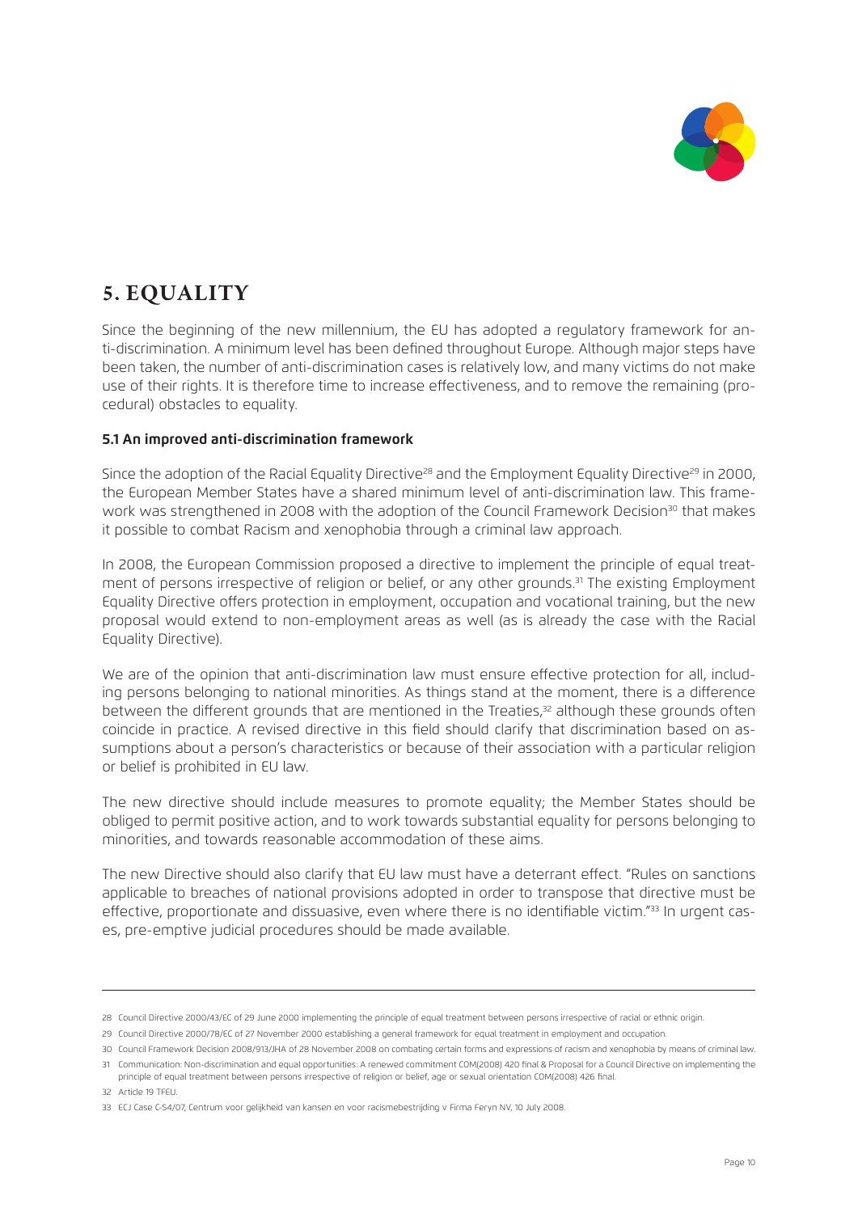# 5. EQUALITY

Since the beginning of the new millennium, the EU has adopted a regulatory framework for anti-discrimination. A minimum level has been defined throughout Europe. Although major steps have been taken, the number of anti-discrimination cases is relatively low, and many victims do not make use of their rights. It is therefore time to increase effectiveness, and to remove the remaining (procedural) obstacles to equality.

### 5.1 An improved anti-discrimination framework

Since the adoption of the Racial Equality Directive[28] and the Employment Equality Directive[29] in 2000, the European Member States have a shared minimum level of anti-discrimination law. This framework was strengthened in 2008 with the adoption of the Council Framework Decision[30] that makes it possible to combat Racism and xenophobia through a criminal law approach.

In 2008, the European Commission proposed a directive to implement the principle of equal treatment of persons irrespective of religion or belief, or any other grounds.[31] The existing Employment Equality Directive offers protection in employment, occupation and vocational training, but the new proposal would extend to non-employment areas as well (as is already the case with the Racial Equality Directive).

We are of the opinion that anti-discrimination law must ensure effective protection for all, including persons belonging to national minorities. As things stand at the moment, there is a difference between the different grounds that are mentioned in the Treaties,[32] although these grounds often coincide in practice. A revised directive in this field should clarify that discrimination based on assumptions about a person's characteristics or because of their association with a particular religion or belief is prohibited in EU law.

The new directive should include measures to promote equality; the Member States should be obliged to permit positive action, and to work towards substantial equality for persons belonging to minorities, and towards reasonable accommodation of these aims.

The new Directive should also clarify that EU law must have a deterrant effect. "Rules on sanctions applicable to breaches of national provisions adopted in order to transpose that directive must be effective, proportionate and dissuasive, even where there is no identifiable victim."[33] In urgent cases, pre-emptive judicial procedures should be made available.

---

28 Council Directive 2000/43/EC of 29 June 2000 implementing the principle of equal treatment between persons irrespective of racial or ethnic origin.

29 Council Directive 2000/78/EC of 27 November 2000 establishing a general framework for equal treatment in employment and occupation.

30 Council Framework Decision 2008/913/JHA of 28 November 2008 on combating certain forms and expressions of racism and xenophobia by means of criminal law.

31 Communication: Non-discrimination and equal opportunities: A renewed commitment COM(2008) 420 final & Proposal for a Council Directive on implementing the principle of equal treatment between persons irrespective of religion or belief, age or sexual orientation COM(2008) 426 final.

32 Article 19 TFEU.

33 ECJ Case C-54/07, Centrum voor gelijkheid van kansen en voor racismebestrijding v Firma Feryn NV, 10 July 2008.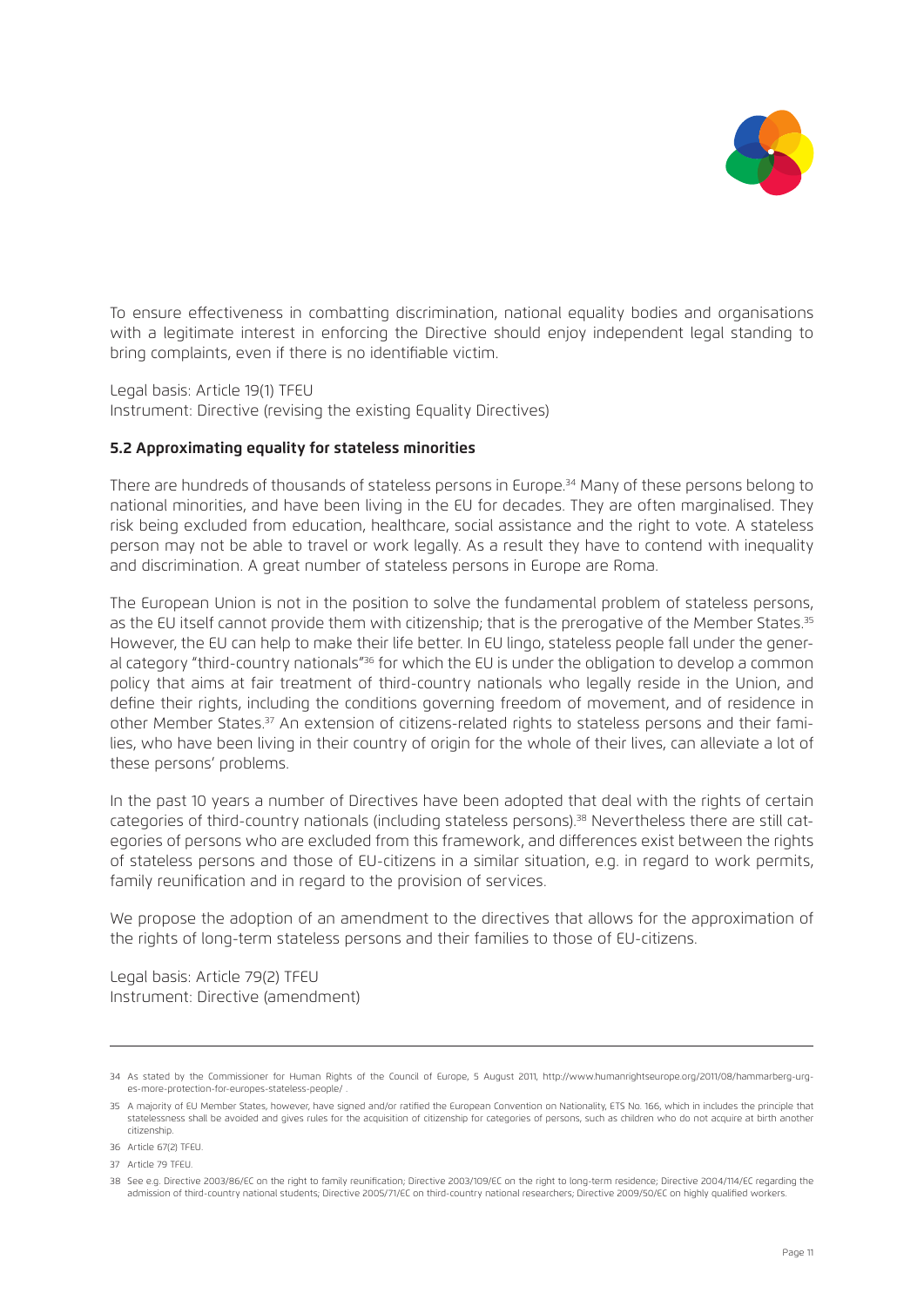To ensure effectiveness in combatting discrimination, national equality bodies and organisations with a legitimate interest in enforcing the Directive should enjoy independent legal standing to bring complaints, even if there is no identifiable victim.

Legal basis: Article 19(1) TFEU
Instrument: Directive (revising the existing Equality Directives)

### 5.2 Approximating equality for stateless minorities

There are hundreds of thousands of stateless persons in Europe.[34] Many of these persons belong to national minorities, and have been living in the EU for decades. They are often marginalised. They risk being excluded from education, healthcare, social assistance and the right to vote. A stateless person may not be able to travel or work legally. As a result they have to contend with inequality and discrimination. A great number of stateless persons in Europe are Roma.

The European Union is not in the position to solve the fundamental problem of stateless persons, as the EU itself cannot provide them with citizenship; that is the prerogative of the Member States.[35] However, the EU can help to make their life better. In EU lingo, stateless people fall under the general category "third-country nationals"[36] for which the EU is under the obligation to develop a common policy that aims at fair treatment of third-country nationals who legally reside in the Union, and define their rights, including the conditions governing freedom of movement, and of residence in other Member States.[37] An extension of citizens-related rights to stateless persons and their families, who have been living in their country of origin for the whole of their lives, can alleviate a lot of these persons' problems.

In the past 10 years a number of Directives have been adopted that deal with the rights of certain categories of third-country nationals (including stateless persons).[38] Nevertheless there are still categories of persons who are excluded from this framework, and differences exist between the rights of stateless persons and those of EU-citizens in a similar situation, e.g. in regard to work permits, family reunification and in regard to the provision of services.

We propose the adoption of an amendment to the directives that allows for the approximation of the rights of long-term stateless persons and their families to those of EU-citizens.

Legal basis: Article 79(2) TFEU
Instrument: Directive (amendment)

---

34 As stated by the Commissioner for Human Rights of the Council of Europe, 5 August 2011, http://www.humanrightseurope.org/2011/08/hammarberg-urges-more-protection-for-europes-stateless-people/ .

35 A majority of EU Member States, however, have signed and/or ratified the European Convention on Nationality, ETS No. 166, which in includes the principle that statelessness shall be avoided and gives rules for the acquisition of citizenship for categories of persons, such as children who do not acquire at birth another citizenship.

36 Article 67(2) TFEU.

37 Article 79 TFEU.

38 See e.g. Directive 2003/86/EC on the right to family reunification; Directive 2003/109/EC on the right to long-term residence; Directive 2004/114/EC regarding the admission of third-country national students; Directive 2005/71/EC on third-country national researchers; Directive 2009/50/EC on highly qualified workers.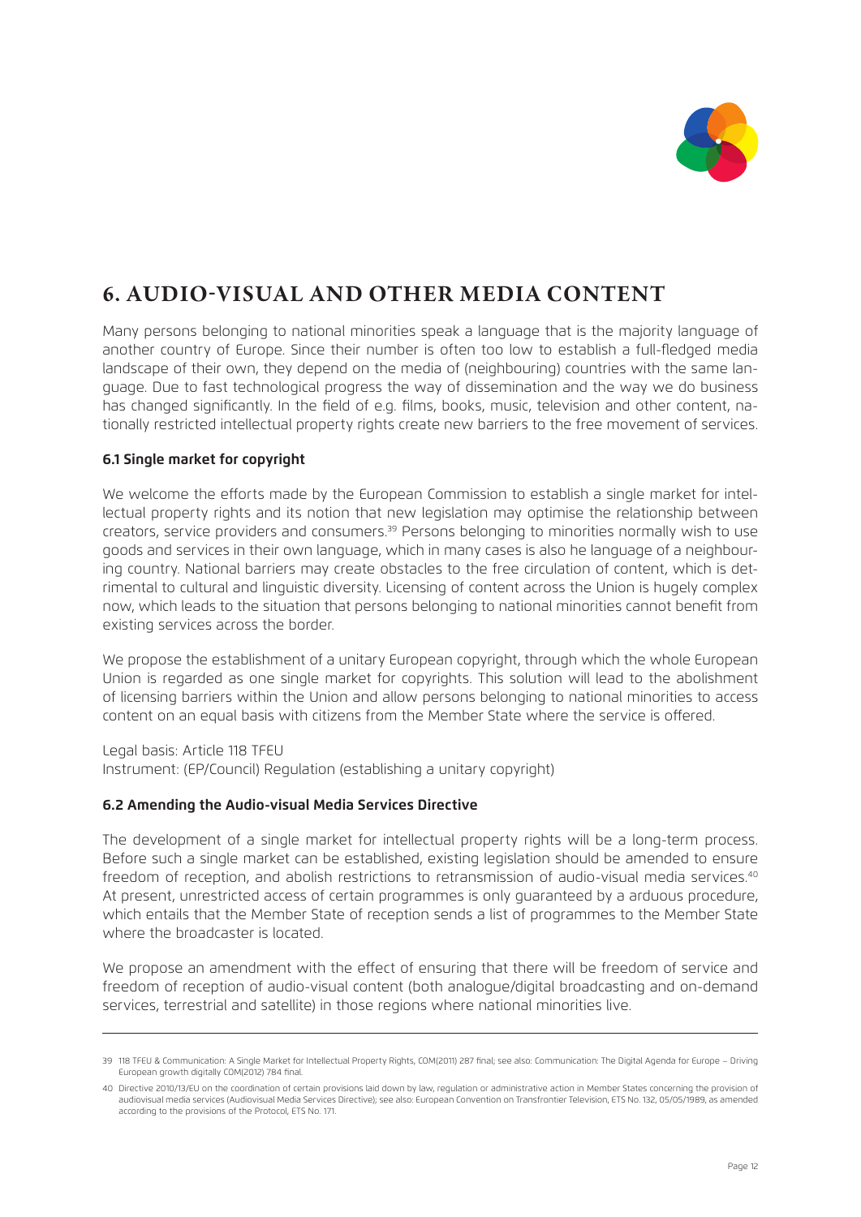# 6. AUDIO-VISUAL AND OTHER MEDIA CONTENT

Many persons belonging to national minorities speak a language that is the majority language of another country of Europe. Since their number is often too low to establish a full-fledged media landscape of their own, they depend on the media of (neighbouring) countries with the same language. Due to fast technological progress the way of dissemination and the way we do business has changed significantly. In the field of e.g. films, books, music, television and other content, nationally restricted intellectual property rights create new barriers to the free movement of services.

### 6.1 Single market for copyright

We welcome the efforts made by the European Commission to establish a single market for intellectual property rights and its notion that new legislation may optimise the relationship between creators, service providers and consumers.[39] Persons belonging to minorities normally wish to use goods and services in their own language, which in many cases is also he language of a neighbouring country. National barriers may create obstacles to the free circulation of content, which is detrimental to cultural and linguistic diversity. Licensing of content across the Union is hugely complex now, which leads to the situation that persons belonging to national minorities cannot benefit from existing services across the border.

We propose the establishment of a unitary European copyright, through which the whole European Union is regarded as one single market for copyrights. This solution will lead to the abolishment of licensing barriers within the Union and allow persons belonging to national minorities to access content on an equal basis with citizens from the Member State where the service is offered.

Legal basis: Article 118 TFEU
Instrument: (EP/Council) Regulation (establishing a unitary copyright)

### 6.2 Amending the Audio-visual Media Services Directive

The development of a single market for intellectual property rights will be a long-term process. Before such a single market can be established, existing legislation should be amended to ensure freedom of reception, and abolish restrictions to retransmission of audio-visual media services.[40] At present, unrestricted access of certain programmes is only guaranteed by a arduous procedure, which entails that the Member State of reception sends a list of programmes to the Member State where the broadcaster is located.

We propose an amendment with the effect of ensuring that there will be freedom of service and freedom of reception of audio-visual content (both analogue/digital broadcasting and on-demand services, terrestrial and satellite) in those regions where national minorities live.

---

39 118 TFEU & Communication: A Single Market for Intellectual Property Rights, COM(2011) 287 final; see also: Communication: The Digital Agenda for Europe – Driving European growth digitally COM(2012) 784 final.

40 Directive 2010/13/EU on the coordination of certain provisions laid down by law, regulation or administrative action in Member States concerning the provision of audiovisual media services (Audiovisual Media Services Directive); see also: European Convention on Transfrontier Television, ETS No. 132, 05/05/1989, as amended according to the provisions of the Protocol, ETS No. 171.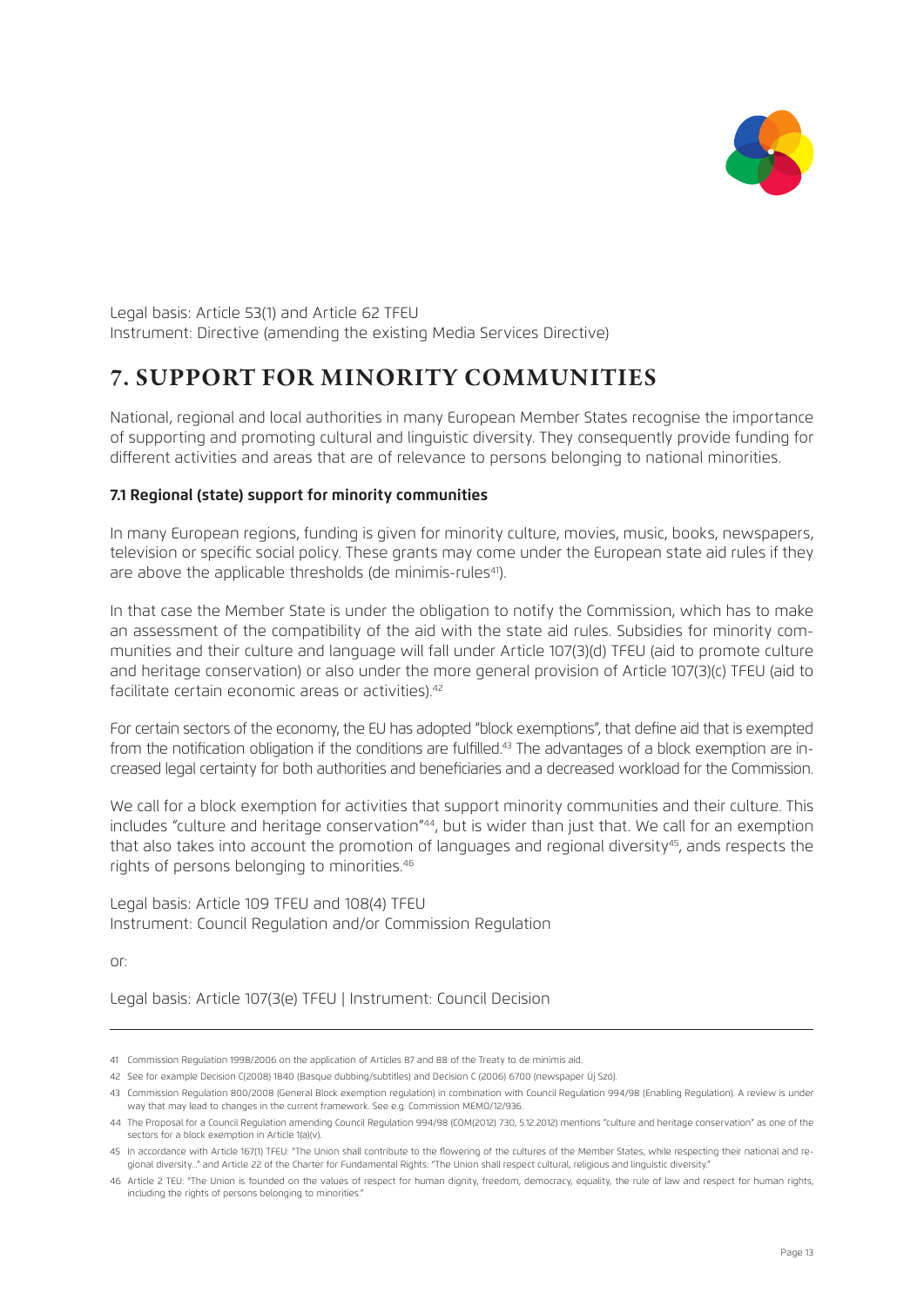Legal basis: Article 53(1) and Article 62 TFEU
Instrument: Directive (amending the existing Media Services Directive)

# 7. SUPPORT FOR MINORITY COMMUNITIES

National, regional and local authorities in many European Member States recognise the importance of supporting and promoting cultural and linguistic diversity. They consequently provide funding for different activities and areas that are of relevance to persons belonging to national minorities.

### 7.1 Regional (state) support for minority communities

In many European regions, funding is given for minority culture, movies, music, books, newspapers, television or specific social policy. These grants may come under the European state aid rules if they are above the applicable thresholds (de minimis-rules[41]).

In that case the Member State is under the obligation to notify the Commission, which has to make an assessment of the compatibility of the aid with the state aid rules. Subsidies for minority communities and their culture and language will fall under Article 107(3)(d) TFEU (aid to promote culture and heritage conservation) or also under the more general provision of Article 107(3)(c) TFEU (aid to facilitate certain economic areas or activities).[42]

For certain sectors of the economy, the EU has adopted "block exemptions", that define aid that is exempted from the notification obligation if the conditions are fulfilled.[43] The advantages of a block exemption are increased legal certainty for both authorities and beneficiaries and a decreased workload for the Commission.

We call for a block exemption for activities that support minority communities and their culture. This includes "culture and heritage conservation"[44], but is wider than just that. We call for an exemption that also takes into account the promotion of languages and regional diversity[45], ands respects the rights of persons belonging to minorities.[46]

Legal basis: Article 109 TFEU and 108(4) TFEU
Instrument: Council Regulation and/or Commission Regulation

or:

Legal basis: Article 107(3(e) TFEU | Instrument: Council Decision

---

41 Commission Regulation 1998/2006 on the application of Articles 87 and 88 of the Treaty to de minimis aid.

42 See for example Decision C(2008) 1840 (Basque dubbing/subtitles) and Decision C (2006) 6700 (newspaper Új Szó).

43 Commission Regulation 800/2008 (General Block exemption regulation) in combination with Council Regulation 994/98 (Enabling Regulation). A review is under way that may lead to changes in the current framework. See e.g. Commission MEMO/12/936.

44 The Proposal for a Council Regulation amending Council Regulation 994/98 (COM(2012) 730, 5.12.2012) mentions "culture and heritage conservation" as one of the sectors for a block exemption in Article 1(a)(v).

45 In accordance with Article 167(1) TFEU: "The Union shall contribute to the flowering of the cultures of the Member States, while respecting their national and regional diversity…" and Article 22 of the Charter for Fundamental Rights: "The Union shall respect cultural, religious and linguistic diversity."

46 Article 2 TEU: "The Union is founded on the values of respect for human dignity, freedom, democracy, equality, the rule of law and respect for human rights, including the rights of persons belonging to minorities."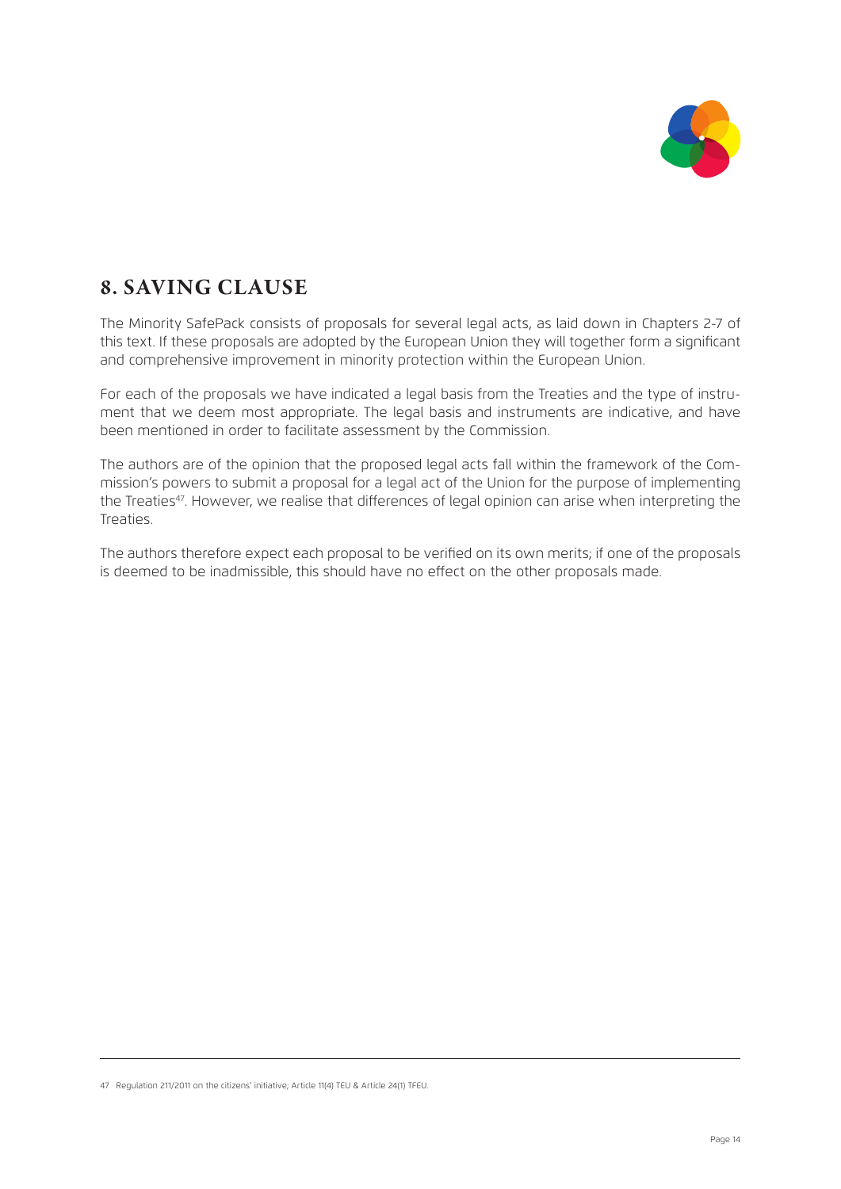## 8. SAVING CLAUSE

The Minority SafePack consists of proposals for several legal acts, as laid down in Chapters 2-7 of this text. If these proposals are adopted by the European Union they will together form a significant and comprehensive improvement in minority protection within the European Union.

For each of the proposals we have indicated a legal basis from the Treaties and the type of instrument that we deem most appropriate. The legal basis and instruments are indicative, and have been mentioned in order to facilitate assessment by the Commission.

The authors are of the opinion that the proposed legal acts fall within the framework of the Commission's powers to submit a proposal for a legal act of the Union for the purpose of implementing the Treaties[47]. However, we realise that differences of legal opinion can arise when interpreting the Treaties.

The authors therefore expect each proposal to be verified on its own merits; if one of the proposals is deemed to be inadmissible, this should have no effect on the other proposals made.

---

47 Regulation 211/2011 on the citizens' initiative; Article 11(4) TEU & Article 24(1) TFEU.